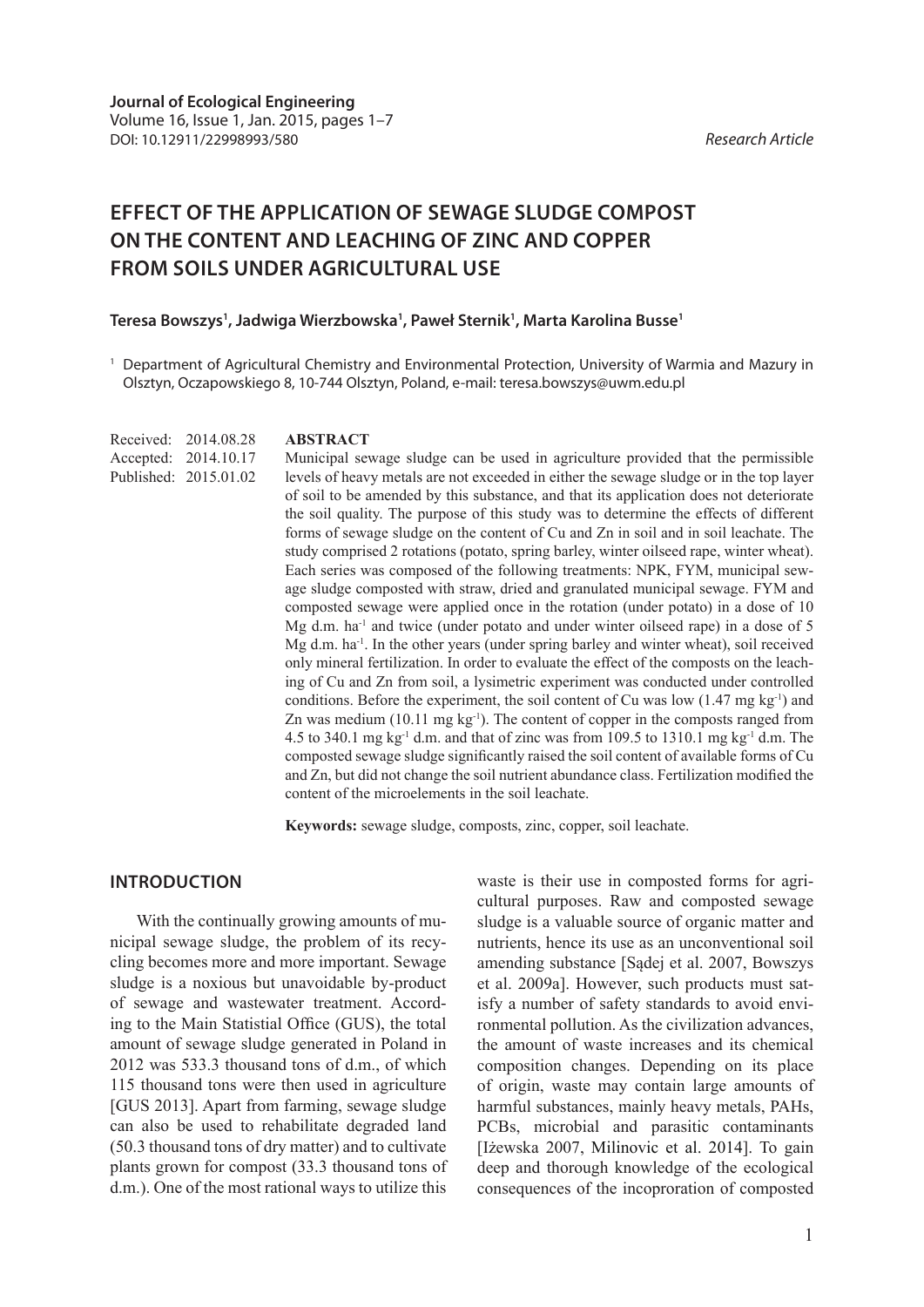**Journal of Ecological Engineering**
Volume 16, Issue 1, Jan. 2015, pages 1–7
DOI: 10.12911/22998993/580

*Research Article*

# EFFECT OF THE APPLICATION OF SEWAGE SLUDGE COMPOST ON THE CONTENT AND LEACHING OF ZINC AND COPPER FROM SOILS UNDER AGRICULTURAL USE

**Teresa Bowszys[1], Jadwiga Wierzbowska[1], Paweł Sternik[1], Marta Karolina Busse[1]**

[1] Department of Agricultural Chemistry and Environmental Protection, University of Warmia and Mazury in Olsztyn, Oczapowskiego 8, 10-744 Olsztyn, Poland, e-mail: teresa.bowszys@uwm.edu.pl

Received: 2014.08.28
Accepted: 2014.10.17
Published: 2015.01.02

## ABSTRACT

Municipal sewage sludge can be used in agriculture provided that the permissible levels of heavy metals are not exceeded in either the sewage sludge or in the top layer of soil to be amended by this substance, and that its application does not deteriorate the soil quality. The purpose of this study was to determine the effects of different forms of sewage sludge on the content of Cu and Zn in soil and in soil leachate. The study comprised 2 rotations (potato, spring barley, winter oilseed rape, winter wheat). Each series was composed of the following treatments: NPK, FYM, municipal sewage sludge composted with straw, dried and granulated municipal sewage. FYM and composted sewage were applied once in the rotation (under potato) in a dose of 10 Mg d.m. ha$^{-1}$ and twice (under potato and under winter oilseed rape) in a dose of 5 Mg d.m. ha$^{-1}$. In the other years (under spring barley and winter wheat), soil received only mineral fertilization. In order to evaluate the effect of the composts on the leaching of Cu and Zn from soil, a lysimetric experiment was conducted under controlled conditions. Before the experiment, the soil content of Cu was low (1.47 mg kg$^{-1}$) and Zn was medium (10.11 mg kg$^{-1}$). The content of copper in the composts ranged from 4.5 to 340.1 mg kg$^{-1}$ d.m. and that of zinc was from 109.5 to 1310.1 mg kg$^{-1}$ d.m. The composted sewage sludge significantly raised the soil content of available forms of Cu and Zn, but did not change the soil nutrient abundance class. Fertilization modified the content of the microelements in the soil leachate.

**Keywords:** sewage sludge, composts, zinc, copper, soil leachate.

## INTRODUCTION

With the continually growing amounts of municipal sewage sludge, the problem of its recycling becomes more and more important. Sewage sludge is a noxious but unavoidable by-product of sewage and wastewater treatment. According to the Main Statistial Office (GUS), the total amount of sewage sludge generated in Poland in 2012 was 533.3 thousand tons of d.m., of which 115 thousand tons were then used in agriculture [GUS 2013]. Apart from farming, sewage sludge can also be used to rehabilitate degraded land (50.3 thousand tons of dry matter) and to cultivate plants grown for compost (33.3 thousand tons of d.m.). One of the most rational ways to utilize this waste is their use in composted forms for agricultural purposes. Raw and composted sewage sludge is a valuable source of organic matter and nutrients, hence its use as an unconventional soil amending substance [Sądej et al. 2007, Bowszys et al. 2009a]. However, such products must satisfy a number of safety standards to avoid environmental pollution. As the civilization advances, the amount of waste increases and its chemical composition changes. Depending on its place of origin, waste may contain large amounts of harmful substances, mainly heavy metals, PAHs, PCBs, microbial and parasitic contaminants [Iżewska 2007, Milinovic et al. 2014]. To gain deep and thorough knowledge of the ecological consequences of the incoproration of composted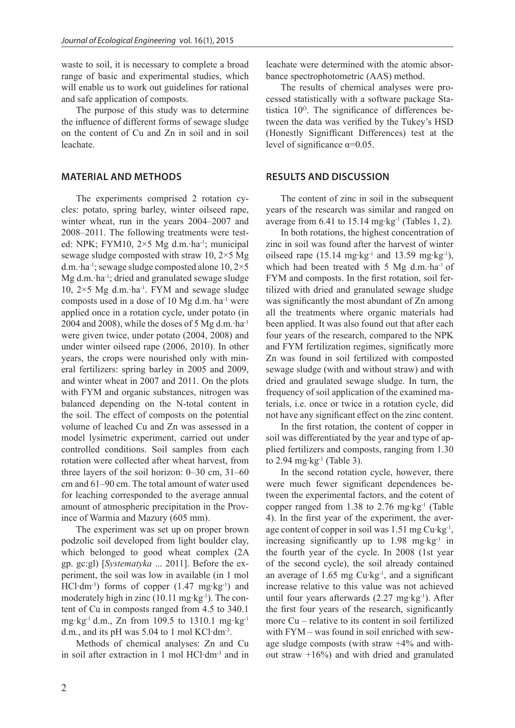waste to soil, it is necessary to complete a broad range of basic and experimental studies, which will enable us to work out guidelines for rational and safe application of composts.

The purpose of this study was to determine the influence of different forms of sewage sludge on the content of Cu and Zn in soil and in soil leachate.

## MATERIAL AND METHODS

The experiments comprised 2 rotation cycles: potato, spring barley, winter oilseed rape, winter wheat, run in the years 2004–2007 and 2008–2011. The following treatments were tested: NPK; FYM10, 2×5 Mg d.m.·ha$^{-1}$; municipal sewage sludge composted with straw 10, 2×5 Mg d.m.·ha$^{-1}$; sewage sludge composted alone 10, 2×5 Mg d.m.·ha$^{-1}$; dried and granulated sewage sludge 10, 2×5 Mg d.m.·ha$^{-1}$. FYM and sewage sludge composts used in a dose of 10 Mg d.m.·ha$^{-1}$ were applied once in a rotation cycle, under potato (in 2004 and 2008), while the doses of 5 Mg d.m.·ha$^{-1}$ were given twice, under potato (2004, 2008) and under winter oilseed rape (2006, 2010). In other years, the crops were nourished only with mineral fertilizers: spring barley in 2005 and 2009, and winter wheat in 2007 and 2011. On the plots with FYM and organic substances, nitrogen was balanced depending on the N-total content in the soil. The effect of composts on the potential volume of leached Cu and Zn was assessed in a model lysimetric experiment, carried out under controlled conditions. Soil samples from each rotation were collected after wheat harvest, from three layers of the soil horizon: 0–30 cm, 31–60 cm and 61–90 cm. The total amount of water used for leaching corresponded to the average annual amount of atmospheric precipitation in the Province of Warmia and Mazury (605 mm).

The experiment was set up on proper brown podzolic soil developed from light boulder clay, which belonged to good wheat complex (2A gp. gc:gl) [*Systematyka* ... 2011]. Before the experiment, the soil was low in available (in 1 mol HCl·dm$^{-3}$) forms of copper (1.47 mg·kg$^{-1}$) and moderately high in zinc (10.11 mg·kg$^{-1}$). The content of Cu in composts ranged from 4.5 to 340.1 mg·kg$^{-1}$ d.m., Zn from 109.5 to 1310.1 mg·kg$^{-1}$ d.m., and its pH was 5.04 to 1 mol KCl·dm$^{-3}$.

Methods of chemical analyses: Zn and Cu in soil after extraction in 1 mol HCl·dm$^{-3}$ and in leachate were determined with the atomic absorbance spectrophotometric (AAS) method.

The results of chemical analyses were processed statistically with a software package Statistica 10$^{O}$. The significance of differences between the data was verified by the Tukey's HSD (Honestly Signifficant Differences) test at the level of significance $\alpha$=0.05.

## RESULTS AND DISCUSSION

The content of zinc in soil in the subsequent years of the research was similar and ranged on average from 6.41 to 15.14 mg·kg$^{-1}$ (Tables 1, 2).

In both rotations, the highest concentration of zinc in soil was found after the harvest of winter oilseed rape (15.14 mg·kg$^{-1}$ and 13.59 mg·kg$^{-1}$), which had been treated with 5 Mg d.m.·ha$^{-1}$ of FYM and composts. In the first rotation, soil fertilized with dried and granulated sewage sludge was significantly the most abundant of Zn among all the treatments where organic materials had been applied. It was also found out that after each four years of the research, compared to the NPK and FYM fertilization regimes, significatly more Zn was found in soil fertilized with composted sewage sludge (with and without straw) and with dried and graulated sewage sludge. In turn, the frequency of soil application of the examined materials, i.e. once or twice in a rotation cycle, did not have any significant effect on the zinc content.

In the first rotation, the content of copper in soil was differentiated by the year and type of applied fertilizers and composts, ranging from 1.30 to 2.94 mg·kg$^{-1}$ (Table 3).

In the second rotation cycle, however, there were much fewer significant dependences between the experimental factors, and the cotent of copper ranged from 1.38 to 2.76 mg·kg$^{-1}$ (Table 4). In the first year of the experiment, the average content of copper in soil was 1.51 mg Cu·kg$^{-1}$, increasing significantly up to 1.98 mg·kg$^{-1}$ in the fourth year of the cycle. In 2008 (1st year of the second cycle), the soil already contained an average of 1.65 mg Cu·kg$^{-1}$, and a significant increase relative to this value was not achieved until four years afterwards (2.27 mg·kg$^{-1}$). After the first four years of the research, significantly more Cu – relative to its content in soil fertilized with FYM – was found in soil enriched with sewage sludge composts (with straw +4% and without straw +16%) and with dried and granulated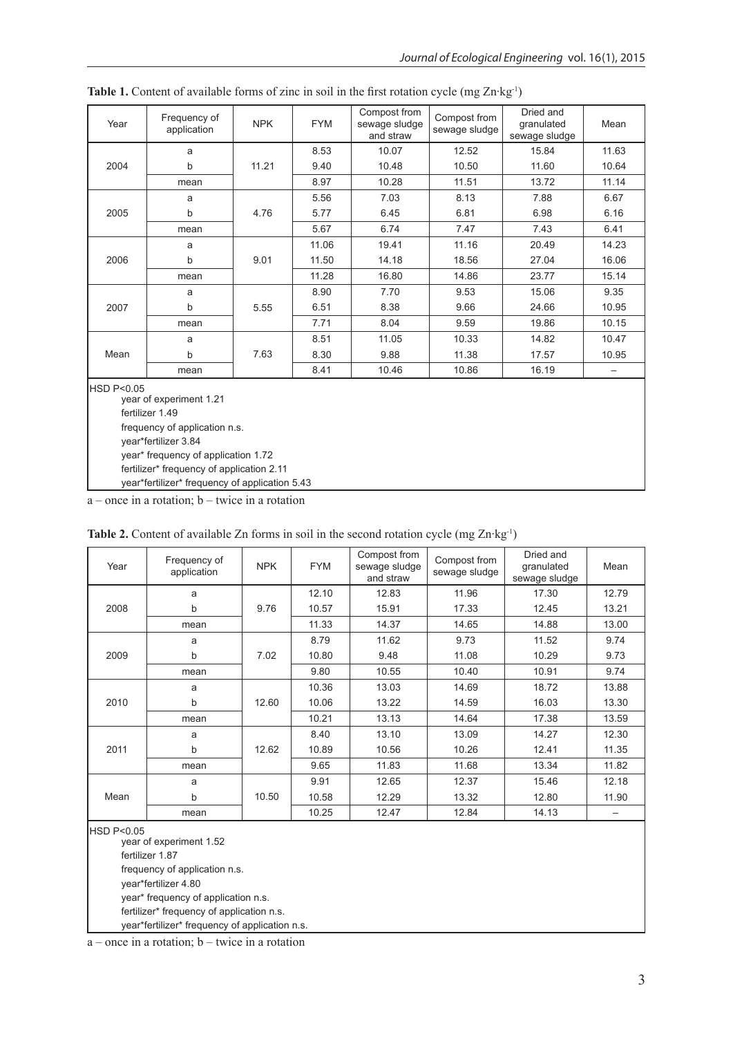**Table 1.** Content of available forms of zinc in soil in the first rotation cycle (mg Zn·kg$^{-1}$)

| Year | Frequency of application | NPK | FYM | Compost from sewage sludge and straw | Compost from sewage sludge | Dried and granulated sewage sludge | Mean |
|---|---|---|---|---|---|---|---|
| 2004 | a | 11.21 | 8.53 | 10.07 | 12.52 | 15.84 | 11.63 |
| | b | | 9.40 | 10.48 | 10.50 | 11.60 | 10.64 |
| | mean | | 8.97 | 10.28 | 11.51 | 13.72 | 11.14 |
| 2005 | a | 4.76 | 5.56 | 7.03 | 8.13 | 7.88 | 6.67 |
| | b | | 5.77 | 6.45 | 6.81 | 6.98 | 6.16 |
| | mean | | 5.67 | 6.74 | 7.47 | 7.43 | 6.41 |
| 2006 | a | 9.01 | 11.06 | 19.41 | 11.16 | 20.49 | 14.23 |
| | b | | 11.50 | 14.18 | 18.56 | 27.04 | 16.06 |
| | mean | | 11.28 | 16.80 | 14.86 | 23.77 | 15.14 |
| 2007 | a | 5.55 | 8.90 | 7.70 | 9.53 | 15.06 | 9.35 |
| | b | | 6.51 | 8.38 | 9.66 | 24.66 | 10.95 |
| | mean | | 7.71 | 8.04 | 9.59 | 19.86 | 10.15 |
| Mean | a | 7.63 | 8.51 | 11.05 | 10.33 | 14.82 | 10.47 |
| | b | | 8.30 | 9.88 | 11.38 | 17.57 | 10.95 |
| | mean | | 8.41 | 10.46 | 10.86 | 16.19 | – |

HSD P<0.05
year of experiment 1.21
fertilizer 1.49
frequency of application n.s.
year*fertilizer 3.84
year* frequency of application 1.72
fertilizer* frequency of application 2.11
year*fertilizer* frequency of application 5.43

a – once in a rotation; b – twice in a rotation

**Table 2.** Content of available Zn forms in soil in the second rotation cycle (mg Zn·kg$^{-1}$)

| Year | Frequency of application | NPK | FYM | Compost from sewage sludge and straw | Compost from sewage sludge | Dried and granulated sewage sludge | Mean |
|---|---|---|---|---|---|---|---|
| 2008 | a | 9.76 | 12.10 | 12.83 | 11.96 | 17.30 | 12.79 |
| | b | | 10.57 | 15.91 | 17.33 | 12.45 | 13.21 |
| | mean | | 11.33 | 14.37 | 14.65 | 14.88 | 13.00 |
| 2009 | a | 7.02 | 8.79 | 11.62 | 9.73 | 11.52 | 9.74 |
| | b | | 10.80 | 9.48 | 11.08 | 10.29 | 9.73 |
| | mean | | 9.80 | 10.55 | 10.40 | 10.91 | 9.74 |
| 2010 | a | 12.60 | 10.36 | 13.03 | 14.69 | 18.72 | 13.88 |
| | b | | 10.06 | 13.22 | 14.59 | 16.03 | 13.30 |
| | mean | | 10.21 | 13.13 | 14.64 | 17.38 | 13.59 |
| 2011 | a | 12.62 | 8.40 | 13.10 | 13.09 | 14.27 | 12.30 |
| | b | | 10.89 | 10.56 | 10.26 | 12.41 | 11.35 |
| | mean | | 9.65 | 11.83 | 11.68 | 13.34 | 11.82 |
| Mean | a | 10.50 | 9.91 | 12.65 | 12.37 | 15.46 | 12.18 |
| | b | | 10.58 | 12.29 | 13.32 | 12.80 | 11.90 |
| | mean | | 10.25 | 12.47 | 12.84 | 14.13 | – |

HSD P<0.05
year of experiment 1.52
fertilizer 1.87
frequency of application n.s.
year*fertilizer 4.80
year* frequency of application n.s.
fertilizer* frequency of application n.s.
year*fertilizer* frequency of application n.s.

a – once in a rotation; b – twice in a rotation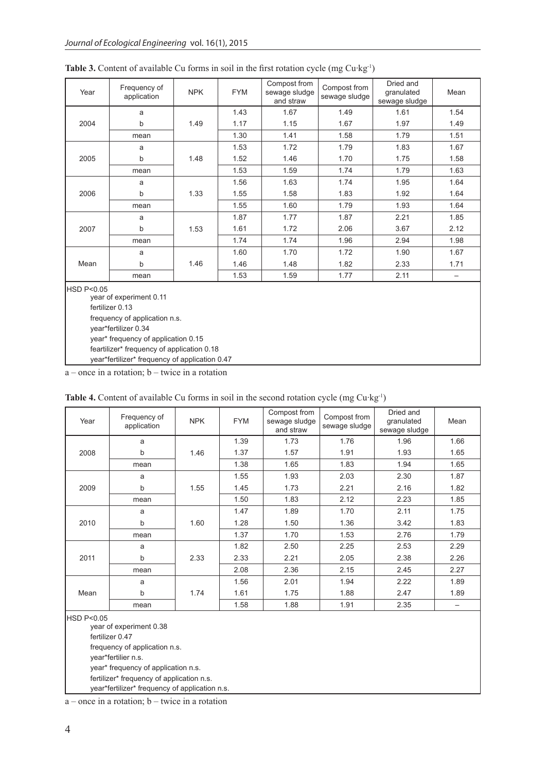**Table 3.** Content of available Cu forms in soil in the first rotation cycle (mg Cu·kg$^{-1}$)

| Year | Frequency of application | NPK | FYM | Compost from sewage sludge and straw | Compost from sewage sludge | Dried and granulated sewage sludge | Mean |
|---|---|---|---|---|---|---|---|
| 2004 | a | 1.49 | 1.43 | 1.67 | 1.49 | 1.61 | 1.54 |
| | b | | 1.17 | 1.15 | 1.67 | 1.97 | 1.49 |
| | mean | | 1.30 | 1.41 | 1.58 | 1.79 | 1.51 |
| 2005 | a | 1.48 | 1.53 | 1.72 | 1.79 | 1.83 | 1.67 |
| | b | | 1.52 | 1.46 | 1.70 | 1.75 | 1.58 |
| | mean | | 1.53 | 1.59 | 1.74 | 1.79 | 1.63 |
| 2006 | a | 1.33 | 1.56 | 1.63 | 1.74 | 1.95 | 1.64 |
| | b | | 1.55 | 1.58 | 1.83 | 1.92 | 1.64 |
| | mean | | 1.55 | 1.60 | 1.79 | 1.93 | 1.64 |
| 2007 | a | 1.53 | 1.87 | 1.77 | 1.87 | 2.21 | 1.85 |
| | b | | 1.61 | 1.72 | 2.06 | 3.67 | 2.12 |
| | mean | | 1.74 | 1.74 | 1.96 | 2.94 | 1.98 |
| Mean | a | 1.46 | 1.60 | 1.70 | 1.72 | 1.90 | 1.67 |
| | b | | 1.46 | 1.48 | 1.82 | 2.33 | 1.71 |
| | mean | | 1.53 | 1.59 | 1.77 | 2.11 | – |

HSD P<0.05
year of experiment 0.11
fertilizer 0.13
frequency of application n.s.
year*fertilizer 0.34
year* frequency of application 0.15
feartilizer* frequency of application 0.18
year*fertilizer* frequency of application 0.47

a – once in a rotation; b – twice in a rotation

**Table 4.** Content of available Cu forms in soil in the second rotation cycle (mg Cu·kg$^{-1}$)

| Year | Frequency of application | NPK | FYM | Compost from sewage sludge and straw | Compost from sewage sludge | Dried and granulated sewage sludge | Mean |
|---|---|---|---|---|---|---|---|
| 2008 | a | 1.46 | 1.39 | 1.73 | 1.76 | 1.96 | 1.66 |
| | b | | 1.37 | 1.57 | 1.91 | 1.93 | 1.65 |
| | mean | | 1.38 | 1.65 | 1.83 | 1.94 | 1.65 |
| 2009 | a | 1.55 | 1.55 | 1.93 | 2.03 | 2.30 | 1.87 |
| | b | | 1.45 | 1.73 | 2.21 | 2.16 | 1.82 |
| | mean | | 1.50 | 1.83 | 2.12 | 2.23 | 1.85 |
| 2010 | a | 1.60 | 1.47 | 1.89 | 1.70 | 2.11 | 1.75 |
| | b | | 1.28 | 1.50 | 1.36 | 3.42 | 1.83 |
| | mean | | 1.37 | 1.70 | 1.53 | 2.76 | 1.79 |
| 2011 | a | 2.33 | 1.82 | 2.50 | 2.25 | 2.53 | 2.29 |
| | b | | 2.33 | 2.21 | 2.05 | 2.38 | 2.26 |
| | mean | | 2.08 | 2.36 | 2.15 | 2.45 | 2.27 |
| Mean | a | 1.74 | 1.56 | 2.01 | 1.94 | 2.22 | 1.89 |
| | b | | 1.61 | 1.75 | 1.88 | 2.47 | 1.89 |
| | mean | | 1.58 | 1.88 | 1.91 | 2.35 | – |

HSD P<0.05
year of experiment 0.38
fertilizer 0.47
frequency of application n.s.
year*fertilier n.s.
year* frequency of application n.s.
fertilizer* frequency of application n.s.
year*fertilizer* frequency of application n.s.

a – once in a rotation; b – twice in a rotation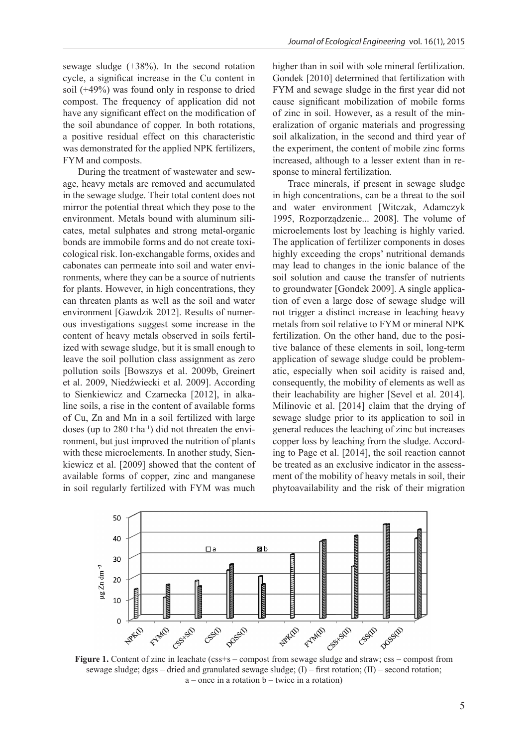sewage sludge (+38%). In the second rotation cycle, a significat increase in the Cu content in soil (+49%) was found only in response to dried compost. The frequency of application did not have any significant effect on the modification of the soil abundance of copper. In both rotations, a positive residual effect on this characteristic was demonstrated for the applied NPK fertilizers, FYM and composts.

During the treatment of wastewater and sewage, heavy metals are removed and accumulated in the sewage sludge. Their total content does not mirror the potential threat which they pose to the environment. Metals bound with aluminum silicates, metal sulphates and strong metal-organic bonds are immobile forms and do not create toxicological risk. Ion-exchangable forms, oxides and cabonates can permeate into soil and water environments, where they can be a source of nutrients for plants. However, in high concentrations, they can threaten plants as well as the soil and water environment [Gawdzik 2012]. Results of numerous investigations suggest some increase in the content of heavy metals observed in soils fertilized with sewage sludge, but it is small enough to leave the soil pollution class assignment as zero pollution soils [Bowszys et al. 2009b, Greinert et al. 2009, Niedźwiecki et al. 2009]. According to Sienkiewicz and Czarnecka [2012], in alkaline soils, a rise in the content of available forms of Cu, Zn and Mn in a soil fertilized with large doses (up to 280 t·ha$^{-1}$) did not threaten the environment, but just improved the nutrition of plants with these microelements. In another study, Sienkiewicz et al. [2009] showed that the content of available forms of copper, zinc and manganese in soil regularly fertilized with FYM was much higher than in soil with sole mineral fertilization. Gondek [2010] determined that fertilization with FYM and sewage sludge in the first year did not cause significant mobilization of mobile forms of zinc in soil. However, as a result of the mineralization of organic materials and progressing soil alkalization, in the second and third year of the experiment, the content of mobile zinc forms increased, although to a lesser extent than in response to mineral fertilization.

Trace minerals, if present in sewage sludge in high concentrations, can be a threat to the soil and water environment [Witczak, Adamczyk 1995, Rozporządzenie... 2008]. The volume of microelements lost by leaching is highly varied. The application of fertilizer components in doses highly exceeding the crops' nutritional demands may lead to changes in the ionic balance of the soil solution and cause the transfer of nutrients to groundwater [Gondek 2009]. A single application of even a large dose of sewage sludge will not trigger a distinct increase in leaching heavy metals from soil relative to FYM or mineral NPK fertilization. On the other hand, due to the positive balance of these elements in soil, long-term application of sewage sludge could be problematic, especially when soil acidity is raised and, consequently, the mobility of elements as well as their leachability are higher [Sevel et al. 2014]. Milinovic et al. [2014] claim that the drying of sewage sludge prior to its application to soil in general reduces the leaching of zinc but increases copper loss by leaching from the sludge. According to Page et al. [2014], the soil reaction cannot be treated as an exclusive indicator in the assessment of the mobility of heavy metals in soil, their phytoavailability and the risk of their migration

**Figure 1.** Content of zinc in leachate (css+s – compost from sewage sludge and straw; css – compost from sewage sludge; dgss – dried and granulated sewage sludge; (I) – first rotation; (II) – second rotation; a – once in a rotation b – twice in a rotation)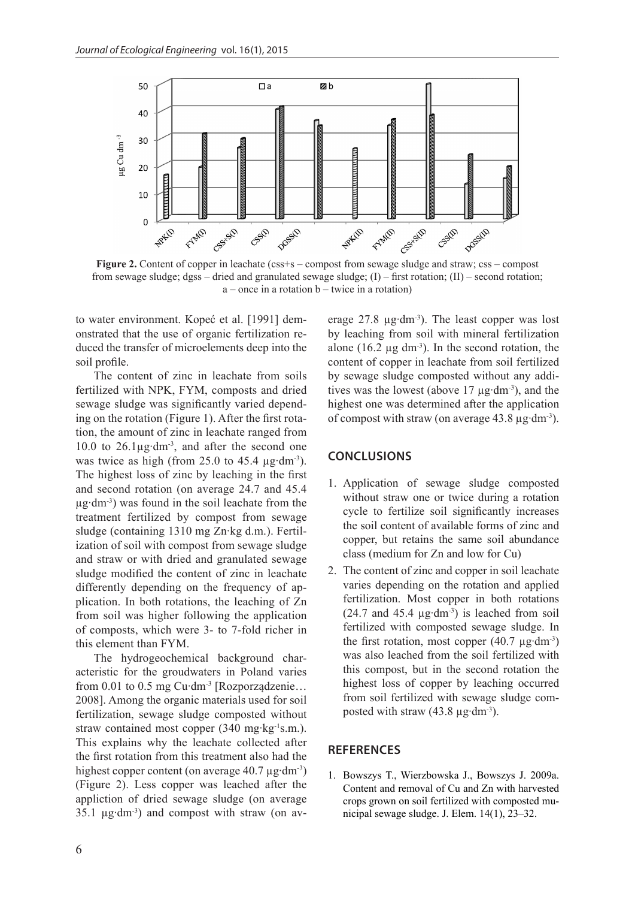**Figure 2.** Content of copper in leachate (css+s – compost from sewage sludge and straw; css – compost from sewage sludge; dgss – dried and granulated sewage sludge; (I) – first rotation; (II) – second rotation; a – once in a rotation b – twice in a rotation)

to water environment. Kopeć et al. [1991] demonstrated that the use of organic fertilization reduced the transfer of microelements deep into the soil profile.

The content of zinc in leachate from soils fertilized with NPK, FYM, composts and dried sewage sludge was significantly varied depending on the rotation (Figure 1). After the first rotation, the amount of zinc in leachate ranged from 10.0 to 26.1μg·dm$^{-3}$, and after the second one was twice as high (from 25.0 to 45.4 μg·dm$^{-3}$). The highest loss of zinc by leaching in the first and second rotation (on average 24.7 and 45.4 μg·dm$^{-3}$) was found in the soil leachate from the treatment fertilized by compost from sewage sludge (containing 1310 mg Zn·kg d.m.). Fertilization of soil with compost from sewage sludge and straw or with dried and granulated sewage sludge modified the content of zinc in leachate differently depending on the frequency of application. In both rotations, the leaching of Zn from soil was higher following the application of composts, which were 3- to 7-fold richer in this element than FYM.

The hydrogeochemical background characteristic for the groudwaters in Poland varies from 0.01 to 0.5 mg Cu·dm$^{-3}$ [Rozporządzenie… 2008]. Among the organic materials used for soil fertilization, sewage sludge composted without straw contained most copper (340 mg·kg$^{-1}$s.m.). This explains why the leachate collected after the first rotation from this treatment also had the highest copper content (on average 40.7 μg·dm$^{-3}$) (Figure 2). Less copper was leached after the appliction of dried sewage sludge (on average 35.1 μg·dm$^{-3}$) and compost with straw (on average 27.8 μg·dm$^{-3}$). The least copper was lost by leaching from soil with mineral fertilization alone (16.2 μg dm$^{-3}$). In the second rotation, the content of copper in leachate from soil fertilized by sewage sludge composted without any additives was the lowest (above 17 μg·dm$^{-3}$), and the highest one was determined after the application of compost with straw (on average 43.8 μg·dm$^{-3}$).

## CONCLUSIONS

1. Application of sewage sludge composted without straw one or twice during a rotation cycle to fertilize soil significantly increases the soil content of available forms of zinc and copper, but retains the same soil abundance class (medium for Zn and low for Cu)
2. The content of zinc and copper in soil leachate varies depending on the rotation and applied fertilization. Most copper in both rotations (24.7 and 45.4 μg·dm$^{-3}$) is leached from soil fertilized with composted sewage sludge. In the first rotation, most copper (40.7 μg·dm$^{-3}$) was also leached from the soil fertilized with this compost, but in the second rotation the highest loss of copper by leaching occurred from soil fertilized with sewage sludge composted with straw (43.8 μg·dm$^{-3}$).

## REFERENCES

1. Bowszys T., Wierzbowska J., Bowszys J. 2009a. Content and removal of Cu and Zn with harvested crops grown on soil fertilized with composted municipal sewage sludge. J. Elem. 14(1), 23–32.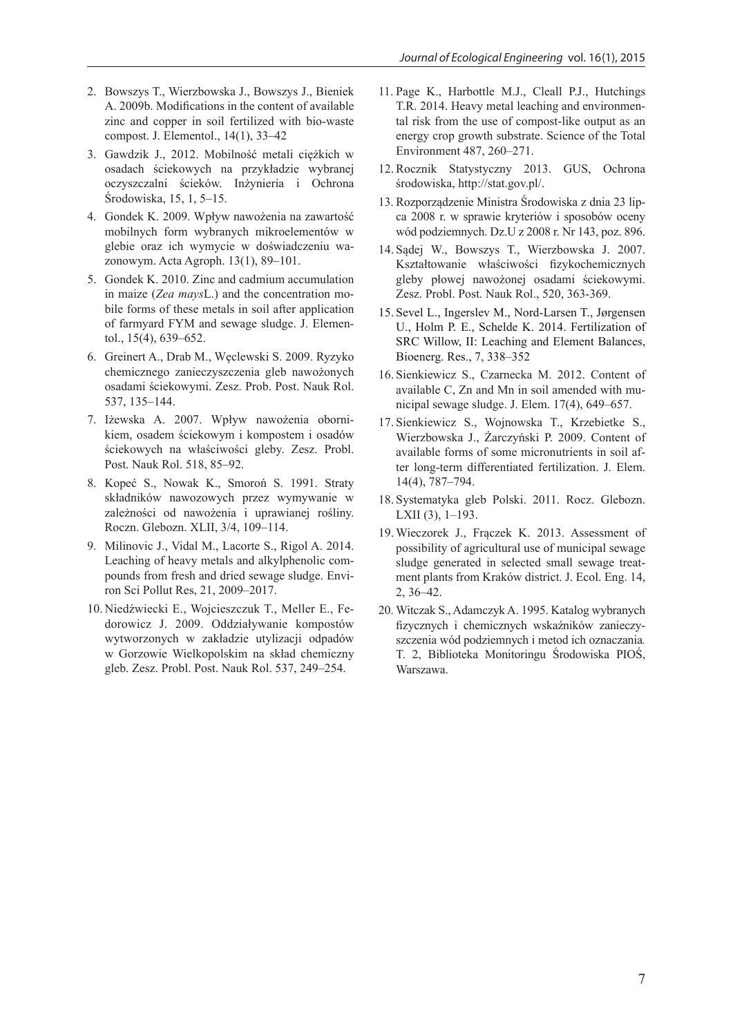2. Bowszys T., Wierzbowska J., Bowszys J., Bieniek A. 2009b. Modifications in the content of available zinc and copper in soil fertilized with bio-waste compost. J. Elementol., 14(1), 33–42
3. Gawdzik J., 2012. Mobilność metali ciężkich w osadach ściekowych na przykładzie wybranej oczyszczalni ścieków. Inżynieria i Ochrona Środowiska, 15, 1, 5–15.
4. Gondek K. 2009. Wpływ nawożenia na zawartość mobilnych form wybranych mikroelementów w glebie oraz ich wymycie w doświadczeniu wazonowym. Acta Agroph. 13(1), 89–101.
5. Gondek K. 2010. Zinc and cadmium accumulation in maize (*Zea mays*L.) and the concentration mobile forms of these metals in soil after application of farmyard FYM and sewage sludge. J. Elementol., 15(4), 639–652.
6. Greinert A., Drab M., Węclewski S. 2009. Ryzyko chemicznego zanieczyszczenia gleb nawożonych osadami ściekowymi. Zesz. Prob. Post. Nauk Rol. 537, 135–144.
7. Iżewska A. 2007. Wpływ nawożenia obornikiem, osadem ściekowym i kompostem i osadów ściekowych na właściwości gleby. Zesz. Probl. Post. Nauk Rol. 518, 85–92.
8. Kopeć S., Nowak K., Smoroń S. 1991. Straty składników nawozowych przez wymywanie w zależności od nawożenia i uprawianej rośliny. Roczn. Glebozn. XLII, 3/4, 109–114.
9. Milinovic J., Vidal M., Lacorte S., Rigol A. 2014. Leaching of heavy metals and alkylphenolic compounds from fresh and dried sewage sludge. Environ Sci Pollut Res, 21, 2009–2017.
10. Niedźwiecki E., Wojcieszczuk T., Meller E., Fedorowicz J. 2009. Oddziaływanie kompostów wytworzonych w zakładzie utylizacji odpadów w Gorzowie Wielkopolskim na skład chemiczny gleb. Zesz. Probl. Post. Nauk Rol. 537, 249–254.
11. Page K., Harbottle M.J., Cleall P.J., Hutchings T.R. 2014. Heavy metal leaching and environmental risk from the use of compost-like output as an energy crop growth substrate. Science of the Total Environment 487, 260–271.
12. Rocznik Statystyczny 2013. GUS, Ochrona środowiska, http://stat.gov.pl/.
13. Rozporządzenie Ministra Środowiska z dnia 23 lipca 2008 r. w sprawie kryteriów i sposobów oceny wód podziemnych. Dz.U z 2008 r. Nr 143, poz. 896.
14. Sądej W., Bowszys T., Wierzbowska J. 2007. Kształtowanie właściwości fizykochemicznych gleby płowej nawożonej osadami ściekowymi. Zesz. Probl. Post. Nauk Rol., 520, 363-369.
15. Sevel L., Ingerslev M., Nord-Larsen T., Jørgensen U., Holm P. E., Schelde K. 2014. Fertilization of SRC Willow, II: Leaching and Element Balances, Bioenerg. Res., 7, 338–352
16. Sienkiewicz S., Czarnecka M. 2012. Content of available C, Zn and Mn in soil amended with municipal sewage sludge. J. Elem. 17(4), 649–657.
17. Sienkiewicz S., Wojnowska T., Krzebietke S., Wierzbowska J., Żarczyński P. 2009. Content of available forms of some micronutrients in soil after long-term differentiated fertilization. J. Elem. 14(4), 787–794.
18. Systematyka gleb Polski. 2011. Rocz. Glebozn. LXII (3), 1–193.
19. Wieczorek J., Frączek K. 2013. Assessment of possibility of agricultural use of municipal sewage sludge generated in selected small sewage treatment plants from Kraków district. J. Ecol. Eng. 14, 2, 36–42.
20. Witczak S., Adamczyk A. 1995. Katalog wybranych fizycznych i chemicznych wskaźników zanieczyszczenia wód podziemnych i metod ich oznaczania*.* T. 2, Biblioteka Monitoringu Środowiska PIOŚ, Warszawa.